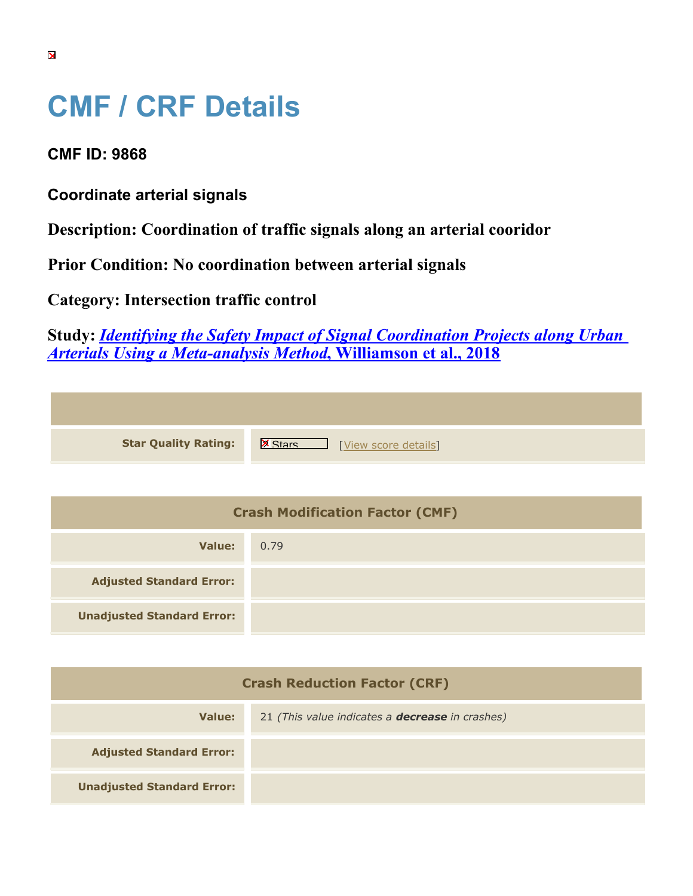# CMF / CRF Details

**CMF ID: 9868**

**Coordinate arterial signals**

**Description: Coordination of traffic signals along an arterial cooridor**

**Prior Condition: No coordination between arterial signals**

**Category: Intersection traffic control**

**Study: *Identifying the Safety Impact of Signal Coordination Projects along Urban Arterials Using a Meta-analysis Method*, Williamson et al., 2018**

| | |
|---|---|
| **Star Quality Rating:** | Stars [View score details] |

| Crash Modification Factor (CMF) | |
|---|---|
| **Value:** | 0.79 |
| **Adjusted Standard Error:** | |
| **Unadjusted Standard Error:** | |

| Crash Reduction Factor (CRF) | |
|---|---|
| **Value:** | 21 *(This value indicates a* ***decrease*** *in crashes)* |
| **Adjusted Standard Error:** | |
| **Unadjusted Standard Error:** | |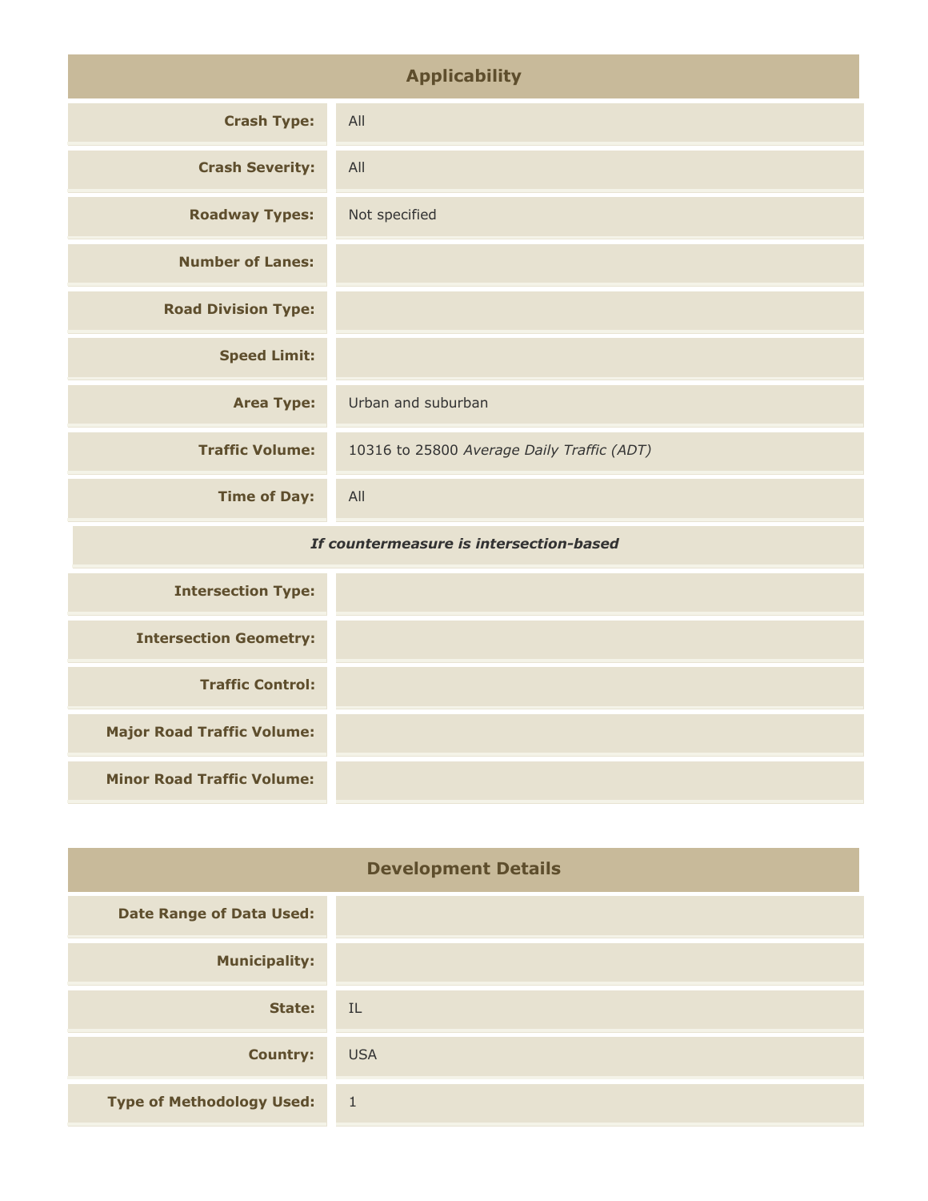## Applicability

| | |
|---|---|
| **Crash Type:** | All |
| **Crash Severity:** | All |
| **Roadway Types:** | Not specified |
| **Number of Lanes:** | |
| **Road Division Type:** | |
| **Speed Limit:** | |
| **Area Type:** | Urban and suburban |
| **Traffic Volume:** | 10316 to 25800 *Average Daily Traffic (ADT)* |
| **Time of Day:** | All |
| ***If countermeasure is intersection-based*** | |
| **Intersection Type:** | |
| **Intersection Geometry:** | |
| **Traffic Control:** | |
| **Major Road Traffic Volume:** | |
| **Minor Road Traffic Volume:** | |

## Development Details

| | |
|---|---|
| **Date Range of Data Used:** | |
| **Municipality:** | |
| **State:** | IL |
| **Country:** | USA |
| **Type of Methodology Used:** | 1 |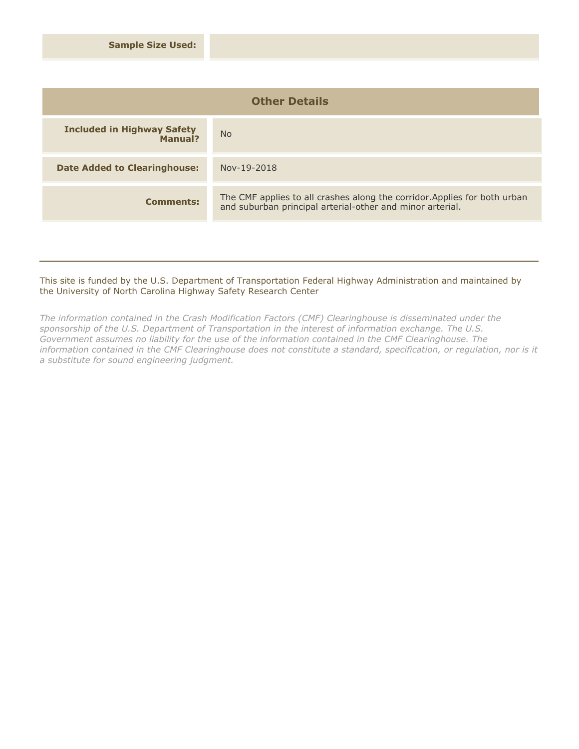| | |
|---|---|
| **Sample Size Used:** | |

## Other Details

| | |
|---|---|
| **Included in Highway Safety Manual?** | No |
| **Date Added to Clearinghouse:** | Nov-19-2018 |
| **Comments:** | The CMF applies to all crashes along the corridor.Applies for both urban and suburban principal arterial-other and minor arterial. |

---

This site is funded by the U.S. Department of Transportation Federal Highway Administration and maintained by the University of North Carolina Highway Safety Research Center

*The information contained in the Crash Modification Factors (CMF) Clearinghouse is disseminated under the sponsorship of the U.S. Department of Transportation in the interest of information exchange. The U.S. Government assumes no liability for the use of the information contained in the CMF Clearinghouse. The information contained in the CMF Clearinghouse does not constitute a standard, specification, or regulation, nor is it a substitute for sound engineering judgment.*